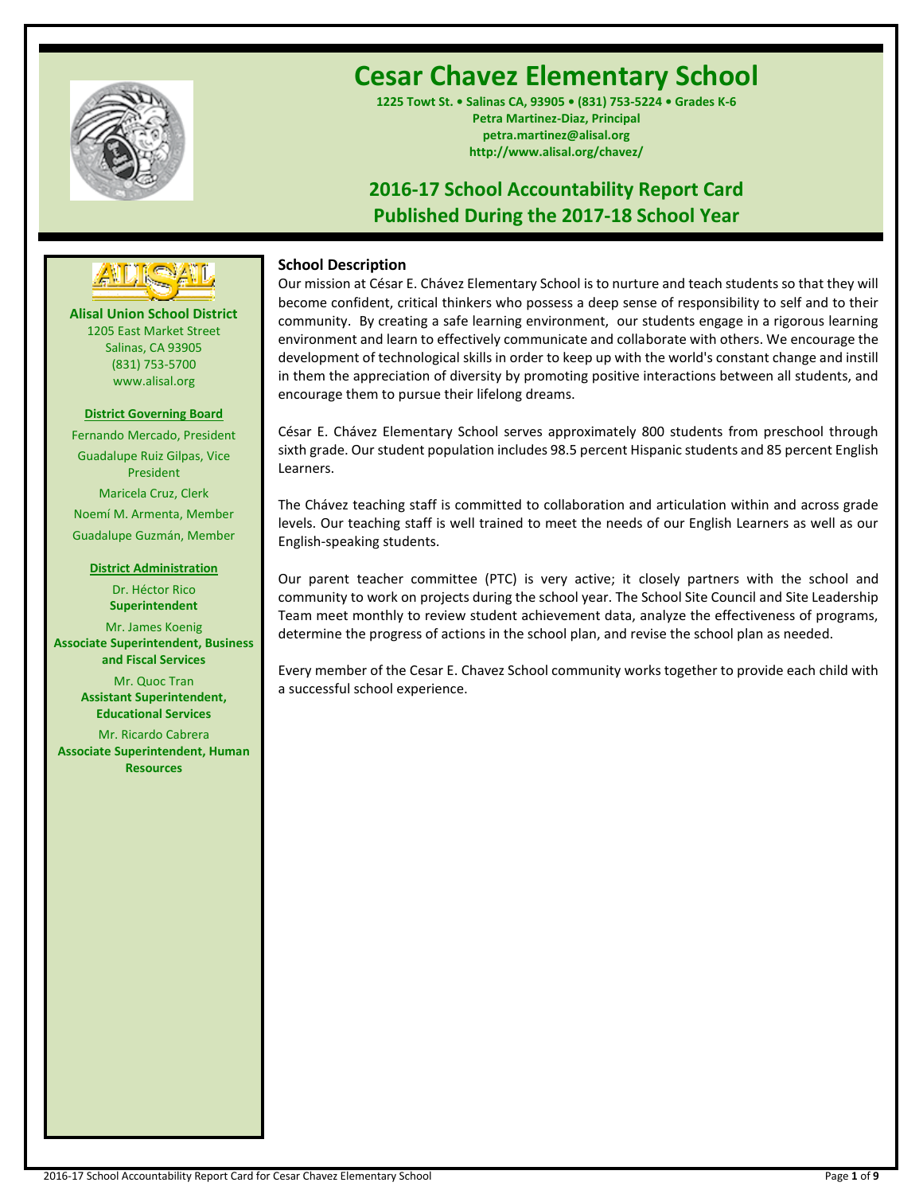# Cesar Chavez Elementary School

**1225 Towt St. • Salinas CA, 93905 • (831) 753-5224 • Grades K-6**
**Petra Martinez-Diaz, Principal**
**petra.martinez@alisal.org**
**http://www.alisal.org/chavez/**

## 2016-17 School Accountability Report Card
## Published During the 2017-18 School Year

**Alisal Union School District**
1205 East Market Street
Salinas, CA 93905
(831) 753-5700
www.alisal.org

**District Governing Board**

Fernando Mercado, President
Guadalupe Ruiz Gilpas, Vice President
Maricela Cruz, Clerk
Noemí M. Armenta, Member
Guadalupe Guzmán, Member

**District Administration**

Dr. Héctor Rico
**Superintendent**

Mr. James Koenig
**Associate Superintendent, Business and Fiscal Services**

Mr. Quoc Tran
**Assistant Superintendent, Educational Services**

Mr. Ricardo Cabrera
**Associate Superintendent, Human Resources**

### School Description

Our mission at César E. Chávez Elementary School is to nurture and teach students so that they will become confident, critical thinkers who possess a deep sense of responsibility to self and to their community. By creating a safe learning environment, our students engage in a rigorous learning environment and learn to effectively communicate and collaborate with others. We encourage the development of technological skills in order to keep up with the world's constant change and instill in them the appreciation of diversity by promoting positive interactions between all students, and encourage them to pursue their lifelong dreams.

César E. Chávez Elementary School serves approximately 800 students from preschool through sixth grade. Our student population includes 98.5 percent Hispanic students and 85 percent English Learners.

The Chávez teaching staff is committed to collaboration and articulation within and across grade levels. Our teaching staff is well trained to meet the needs of our English Learners as well as our English-speaking students.

Our parent teacher committee (PTC) is very active; it closely partners with the school and community to work on projects during the school year. The School Site Council and Site Leadership Team meet monthly to review student achievement data, analyze the effectiveness of programs, determine the progress of actions in the school plan, and revise the school plan as needed.

Every member of the Cesar E. Chavez School community works together to provide each child with a successful school experience.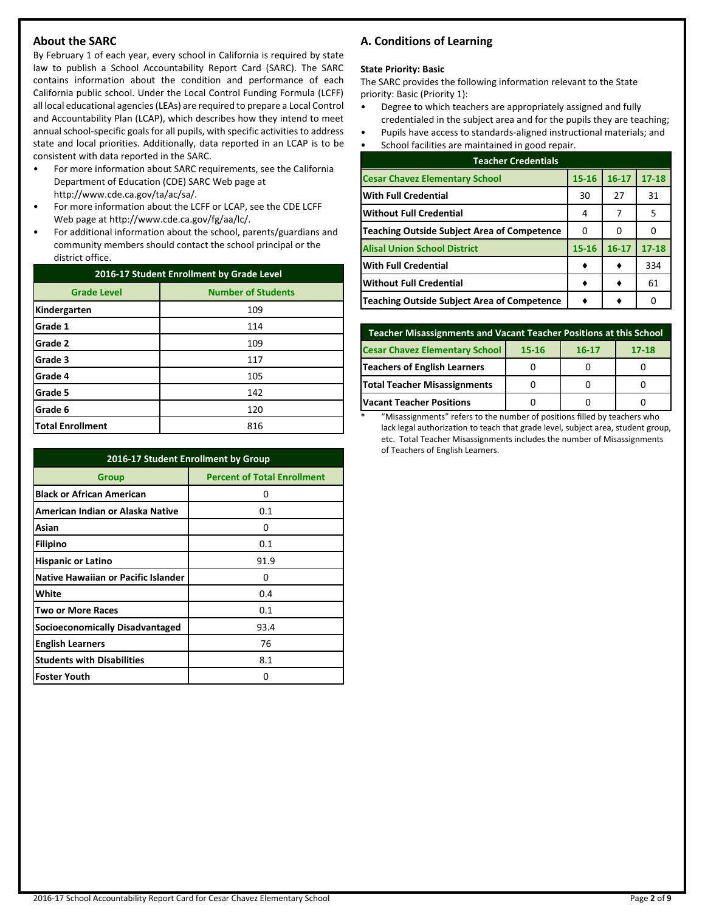## About the SARC

By February 1 of each year, every school in California is required by state law to publish a School Accountability Report Card (SARC). The SARC contains information about the condition and performance of each California public school. Under the Local Control Funding Formula (LCFF) all local educational agencies (LEAs) are required to prepare a Local Control and Accountability Plan (LCAP), which describes how they intend to meet annual school-specific goals for all pupils, with specific activities to address state and local priorities. Additionally, data reported in an LCAP is to be consistent with data reported in the SARC.

- For more information about SARC requirements, see the California Department of Education (CDE) SARC Web page at http://www.cde.ca.gov/ta/ac/sa/.
- For more information about the LCFF or LCAP, see the CDE LCFF Web page at http://www.cde.ca.gov/fg/aa/lc/.
- For additional information about the school, parents/guardians and community members should contact the school principal or the district office.

| 2016-17 Student Enrollment by Grade Level | |
|---|---|
| **Grade Level** | **Number of Students** |
| **Kindergarten** | 109 |
| **Grade 1** | 114 |
| **Grade 2** | 109 |
| **Grade 3** | 117 |
| **Grade 4** | 105 |
| **Grade 5** | 142 |
| **Grade 6** | 120 |
| **Total Enrollment** | 816 |

| 2016-17 Student Enrollment by Group | |
|---|---|
| **Group** | **Percent of Total Enrollment** |
| **Black or African American** | 0 |
| **American Indian or Alaska Native** | 0.1 |
| **Asian** | 0 |
| **Filipino** | 0.1 |
| **Hispanic or Latino** | 91.9 |
| **Native Hawaiian or Pacific Islander** | 0 |
| **White** | 0.4 |
| **Two or More Races** | 0.1 |
| **Socioeconomically Disadvantaged** | 93.4 |
| **English Learners** | 76 |
| **Students with Disabilities** | 8.1 |
| **Foster Youth** | 0 |

## A. Conditions of Learning

**State Priority: Basic**

The SARC provides the following information relevant to the State priority: Basic (Priority 1):

- Degree to which teachers are appropriately assigned and fully credentialed in the subject area and for the pupils they are teaching;
- Pupils have access to standards-aligned instructional materials; and
- School facilities are maintained in good repair.

| Teacher Credentials | | | |
|---|---|---|---|
| **Cesar Chavez Elementary School** | **15-16** | **16-17** | **17-18** |
| **With Full Credential** | 30 | 27 | 31 |
| **Without Full Credential** | 4 | 7 | 5 |
| **Teaching Outside Subject Area of Competence** | 0 | 0 | 0 |
| **Alisal Union School District** | **15-16** | **16-17** | **17-18** |
| **With Full Credential** | ♦ | ♦ | 334 |
| **Without Full Credential** | ♦ | ♦ | 61 |
| **Teaching Outside Subject Area of Competence** | ♦ | ♦ | 0 |

| Teacher Misassignments and Vacant Teacher Positions at this School | | | |
|---|---|---|---|
| **Cesar Chavez Elementary School** | **15-16** | **16-17** | **17-18** |
| **Teachers of English Learners** | 0 | 0 | 0 |
| **Total Teacher Misassignments** | 0 | 0 | 0 |
| **Vacant Teacher Positions** | 0 | 0 | 0 |

* "Misassignments" refers to the number of positions filled by teachers who lack legal authorization to teach that grade level, subject area, student group, etc. Total Teacher Misassignments includes the number of Misassignments of Teachers of English Learners.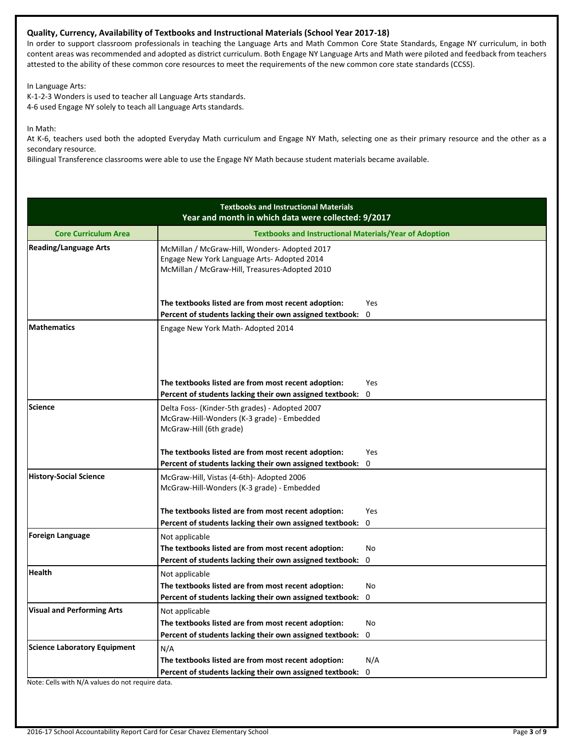### Quality, Currency, Availability of Textbooks and Instructional Materials (School Year 2017-18)

In order to support classroom professionals in teaching the Language Arts and Math Common Core State Standards, Engage NY curriculum, in both content areas was recommended and adopted as district curriculum. Both Engage NY Language Arts and Math were piloted and feedback from teachers attested to the ability of these common core resources to meet the requirements of the new common core state standards (CCSS).

In Language Arts:
K-1-2-3 Wonders is used to teacher all Language Arts standards.
4-6 used Engage NY solely to teach all Language Arts standards.

In Math:
At K-6, teachers used both the adopted Everyday Math curriculum and Engage NY Math, selecting one as their primary resource and the other as a secondary resource.
Bilingual Transference classrooms were able to use the Engage NY Math because student materials became available.

| Textbooks and Instructional Materials<br>Year and month in which data were collected: 9/2017 | | |
|---|---|---|
| **Core Curriculum Area** | **Textbooks and Instructional Materials/Year of Adoption** | |
| **Reading/Language Arts** | McMillan / McGraw-Hill, Wonders- Adopted 2017<br>Engage New York Language Arts- Adopted 2014<br>McMillan / McGraw-Hill, Treasures-Adopted 2010 | |
| | **The textbooks listed are from most recent adoption:** | Yes |
| | **Percent of students lacking their own assigned textbook:** | 0 |
| **Mathematics** | Engage New York Math- Adopted 2014 | |
| | **The textbooks listed are from most recent adoption:** | Yes |
| | **Percent of students lacking their own assigned textbook:** | 0 |
| **Science** | Delta Foss- (Kinder-5th grades) - Adopted 2007<br>McGraw-Hill-Wonders (K-3 grade) - Embedded<br>McGraw-Hill (6th grade) | |
| | **The textbooks listed are from most recent adoption:** | Yes |
| | **Percent of students lacking their own assigned textbook:** | 0 |
| **History-Social Science** | McGraw-Hill, Vistas (4-6th)- Adopted 2006<br>McGraw-Hill-Wonders (K-3 grade) - Embedded | |
| | **The textbooks listed are from most recent adoption:** | Yes |
| | **Percent of students lacking their own assigned textbook:** | 0 |
| **Foreign Language** | Not applicable | |
| | **The textbooks listed are from most recent adoption:** | No |
| | **Percent of students lacking their own assigned textbook:** | 0 |
| **Health** | Not applicable | |
| | **The textbooks listed are from most recent adoption:** | No |
| | **Percent of students lacking their own assigned textbook:** | 0 |
| **Visual and Performing Arts** | Not applicable | |
| | **The textbooks listed are from most recent adoption:** | No |
| | **Percent of students lacking their own assigned textbook:** | 0 |
| **Science Laboratory Equipment** | N/A | |
| | **The textbooks listed are from most recent adoption:** | N/A |
| | **Percent of students lacking their own assigned textbook:** | 0 |

Note: Cells with N/A values do not require data.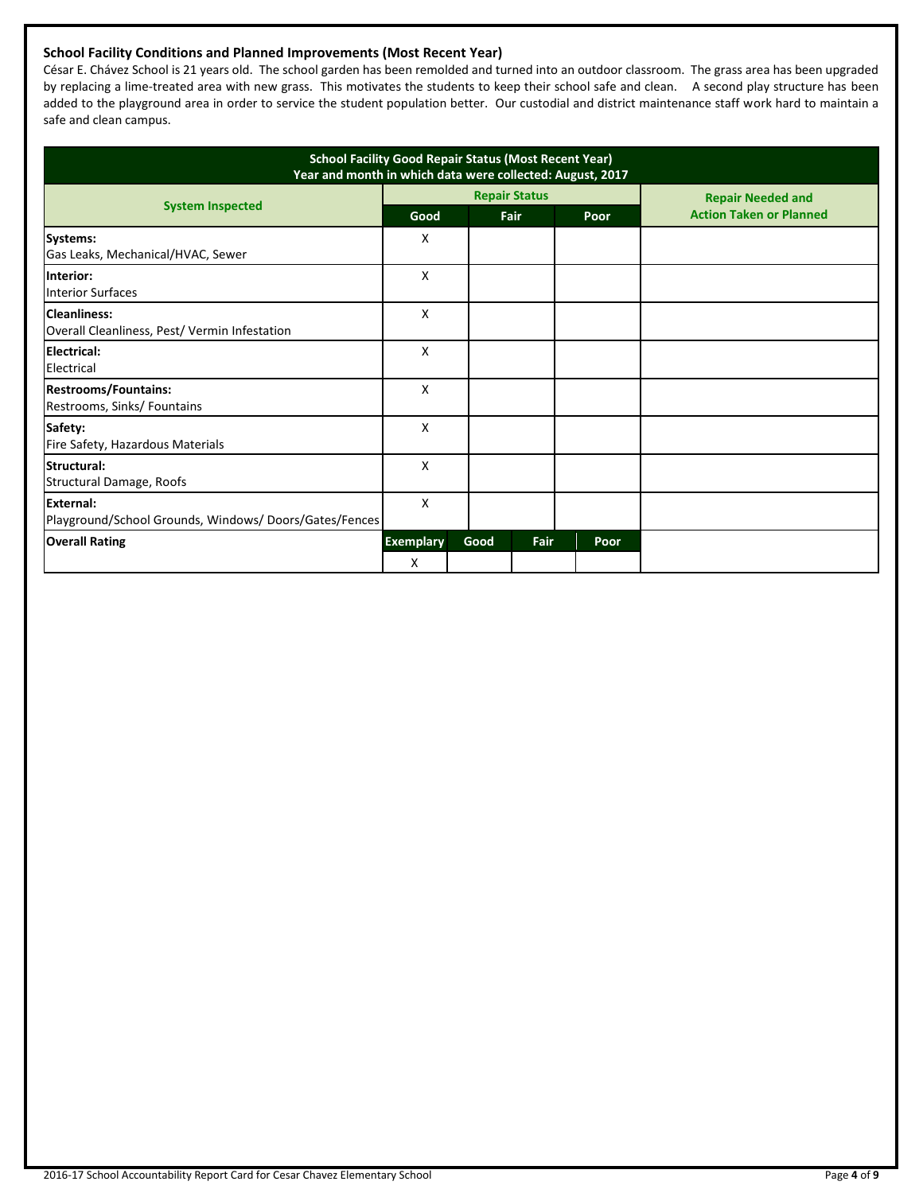### School Facility Conditions and Planned Improvements (Most Recent Year)

César E. Chávez School is 21 years old. The school garden has been remolded and turned into an outdoor classroom. The grass area has been upgraded by replacing a lime-treated area with new grass. This motivates the students to keep their school safe and clean. A second play structure has been added to the playground area in order to service the student population better. Our custodial and district maintenance staff work hard to maintain a safe and clean campus.

**School Facility Good Repair Status (Most Recent Year)**
**Year and month in which data were collected: August, 2017**

| System Inspected | Repair Status | | | Repair Needed and Action Taken or Planned |
|---|---|---|---|---|
| | Good | Fair | Poor | |
| **Systems:** Gas Leaks, Mechanical/HVAC, Sewer | X | | | |
| **Interior:** Interior Surfaces | X | | | |
| **Cleanliness:** Overall Cleanliness, Pest/ Vermin Infestation | X | | | |
| **Electrical:** Electrical | X | | | |
| **Restrooms/Fountains:** Restrooms, Sinks/ Fountains | X | | | |
| **Safety:** Fire Safety, Hazardous Materials | X | | | |
| **Structural:** Structural Damage, Roofs | X | | | |
| **External:** Playground/School Grounds, Windows/ Doors/Gates/Fences | X | | | |

| Overall Rating | Exemplary | Good | Fair | Poor |
|---|---|---|---|---|
| | X | | | |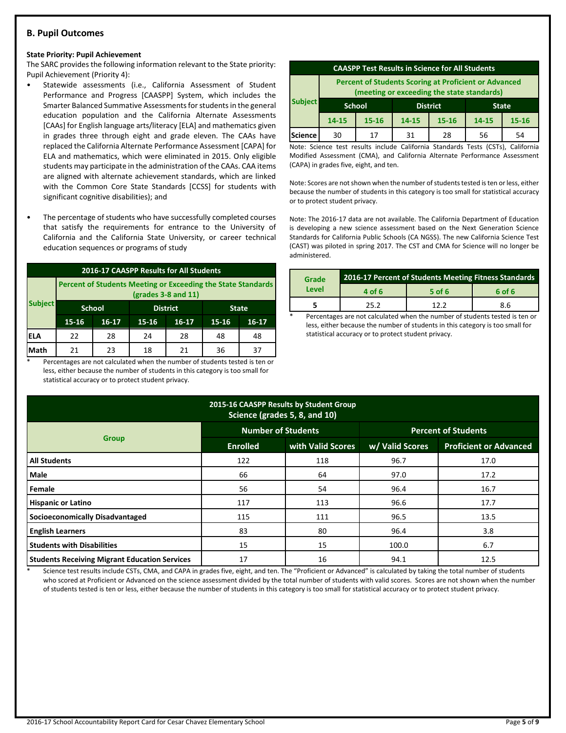## B. Pupil Outcomes

**State Priority: Pupil Achievement**

The SARC provides the following information relevant to the State priority: Pupil Achievement (Priority 4):

- Statewide assessments (i.e., California Assessment of Student Performance and Progress [CAASPP] System, which includes the Smarter Balanced Summative Assessments for students in the general education population and the California Alternate Assessments [CAAs] for English language arts/literacy [ELA] and mathematics given in grades three through eight and grade eleven. The CAAs have replaced the California Alternate Performance Assessment [CAPA] for ELA and mathematics, which were eliminated in 2015. Only eligible students may participate in the administration of the CAAs. CAA items are aligned with alternate achievement standards, which are linked with the Common Core State Standards [CCSS] for students with significant cognitive disabilities); and
- The percentage of students who have successfully completed courses that satisfy the requirements for entrance to the University of California and the California State University, or career technical education sequences or programs of study

**2016-17 CAASPP Results for All Students**

| Subject | Percent of Students Meeting or Exceeding the State Standards (grades 3-8 and 11) | | | | | |
|---|---|---|---|---|---|---|
| | School | | District | | State | |
| | 15-16 | 16-17 | 15-16 | 16-17 | 15-16 | 16-17 |
| ELA | 22 | 28 | 24 | 28 | 48 | 48 |
| Math | 21 | 23 | 18 | 21 | 36 | 37 |

\* Percentages are not calculated when the number of students tested is ten or less, either because the number of students in this category is too small for statistical accuracy or to protect student privacy.

**CAASPP Test Results in Science for All Students**

| Subject | Percent of Students Scoring at Proficient or Advanced (meeting or exceeding the state standards) | | | | | |
|---|---|---|---|---|---|---|
| | School | | District | | State | |
| | 14-15 | 15-16 | 14-15 | 15-16 | 14-15 | 15-16 |
| Science | 30 | 17 | 31 | 28 | 56 | 54 |

Note: Science test results include California Standards Tests (CSTs), California Modified Assessment (CMA), and California Alternate Performance Assessment (CAPA) in grades five, eight, and ten.

Note: Scores are not shown when the number of students tested is ten or less, either because the number of students in this category is too small for statistical accuracy or to protect student privacy.

Note: The 2016-17 data are not available. The California Department of Education is developing a new science assessment based on the Next Generation Science Standards for California Public Schools (CA NGSS). The new California Science Test (CAST) was piloted in spring 2017. The CST and CMA for Science will no longer be administered.

| Grade Level | 2016-17 Percent of Students Meeting Fitness Standards | | |
|---|---|---|---|
| | 4 of 6 | 5 of 6 | 6 of 6 |
| 5 | 25.2 | 12.2 | 8.6 |

\* Percentages are not calculated when the number of students tested is ten or less, either because the number of students in this category is too small for statistical accuracy or to protect student privacy.

**2015-16 CAASPP Results by Student Group Science (grades 5, 8, and 10)**

| Group | Number of Students | | Percent of Students | |
|---|---|---|---|---|
| | Enrolled | with Valid Scores | w/ Valid Scores | Proficient or Advanced |
| All Students | 122 | 118 | 96.7 | 17.0 |
| Male | 66 | 64 | 97.0 | 17.2 |
| Female | 56 | 54 | 96.4 | 16.7 |
| Hispanic or Latino | 117 | 113 | 96.6 | 17.7 |
| Socioeconomically Disadvantaged | 115 | 111 | 96.5 | 13.5 |
| English Learners | 83 | 80 | 96.4 | 3.8 |
| Students with Disabilities | 15 | 15 | 100.0 | 6.7 |
| Students Receiving Migrant Education Services | 17 | 16 | 94.1 | 12.5 |

\* Science test results include CSTs, CMA, and CAPA in grades five, eight, and ten. The "Proficient or Advanced" is calculated by taking the total number of students who scored at Proficient or Advanced on the science assessment divided by the total number of students with valid scores. Scores are not shown when the number of students tested is ten or less, either because the number of students in this category is too small for statistical accuracy or to protect student privacy.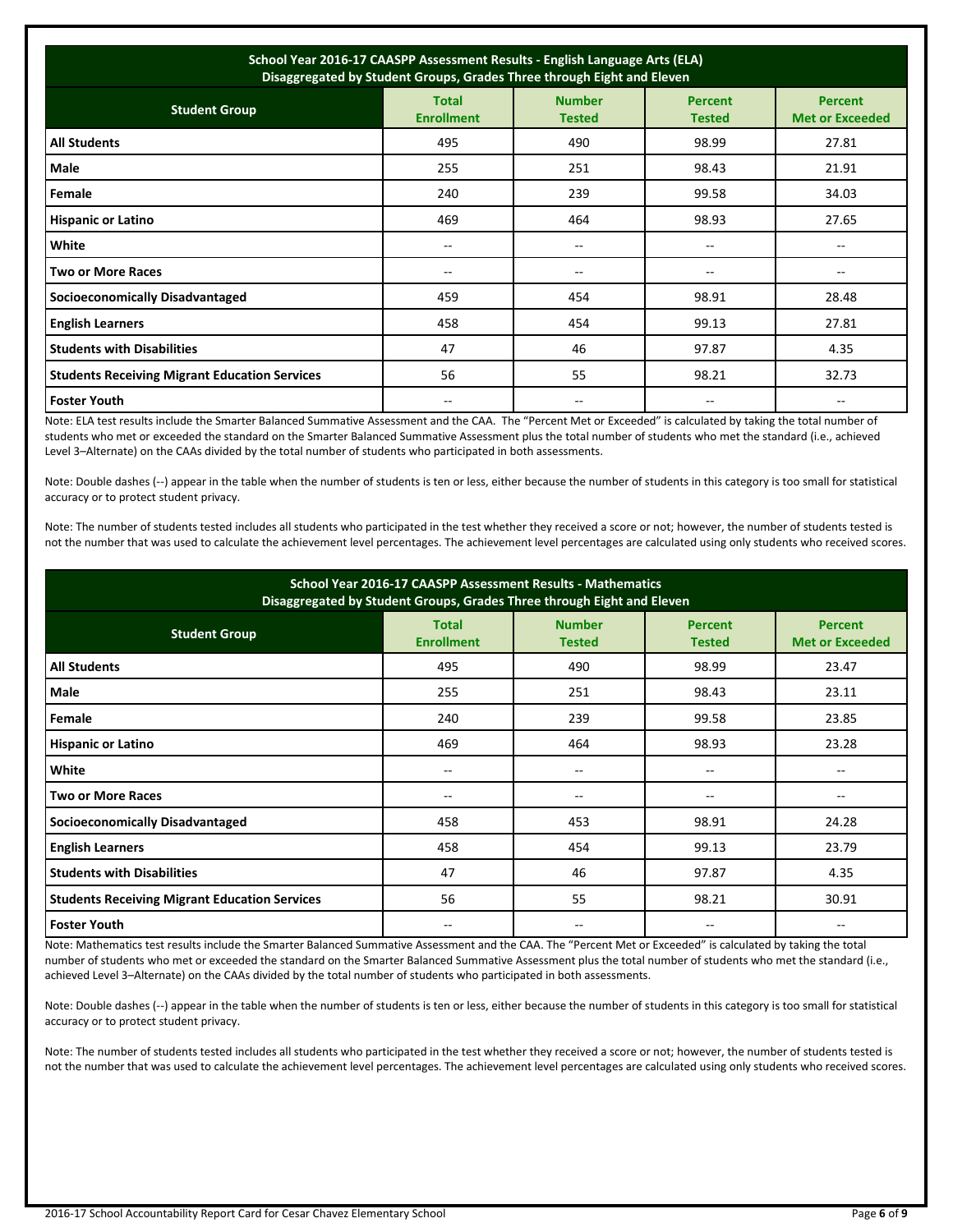| School Year 2016-17 CAASPP Assessment Results - English Language Arts (ELA) Disaggregated by Student Groups, Grades Three through Eight and Eleven | | | | |
|---|---|---|---|---|
| **Student Group** | **Total Enrollment** | **Number Tested** | **Percent Tested** | **Percent Met or Exceeded** |
| **All Students** | 495 | 490 | 98.99 | 27.81 |
| **Male** | 255 | 251 | 98.43 | 21.91 |
| **Female** | 240 | 239 | 99.58 | 34.03 |
| **Hispanic or Latino** | 469 | 464 | 98.93 | 27.65 |
| **White** | -- | -- | -- | -- |
| **Two or More Races** | -- | -- | -- | -- |
| **Socioeconomically Disadvantaged** | 459 | 454 | 98.91 | 28.48 |
| **English Learners** | 458 | 454 | 99.13 | 27.81 |
| **Students with Disabilities** | 47 | 46 | 97.87 | 4.35 |
| **Students Receiving Migrant Education Services** | 56 | 55 | 98.21 | 32.73 |
| **Foster Youth** | -- | -- | -- | -- |

Note: ELA test results include the Smarter Balanced Summative Assessment and the CAA. The "Percent Met or Exceeded" is calculated by taking the total number of students who met or exceeded the standard on the Smarter Balanced Summative Assessment plus the total number of students who met the standard (i.e., achieved Level 3–Alternate) on the CAAs divided by the total number of students who participated in both assessments.

Note: Double dashes (--) appear in the table when the number of students is ten or less, either because the number of students in this category is too small for statistical accuracy or to protect student privacy.

Note: The number of students tested includes all students who participated in the test whether they received a score or not; however, the number of students tested is not the number that was used to calculate the achievement level percentages. The achievement level percentages are calculated using only students who received scores.

| School Year 2016-17 CAASPP Assessment Results - Mathematics Disaggregated by Student Groups, Grades Three through Eight and Eleven | | | | |
|---|---|---|---|---|
| **Student Group** | **Total Enrollment** | **Number Tested** | **Percent Tested** | **Percent Met or Exceeded** |
| **All Students** | 495 | 490 | 98.99 | 23.47 |
| **Male** | 255 | 251 | 98.43 | 23.11 |
| **Female** | 240 | 239 | 99.58 | 23.85 |
| **Hispanic or Latino** | 469 | 464 | 98.93 | 23.28 |
| **White** | -- | -- | -- | -- |
| **Two or More Races** | -- | -- | -- | -- |
| **Socioeconomically Disadvantaged** | 458 | 453 | 98.91 | 24.28 |
| **English Learners** | 458 | 454 | 99.13 | 23.79 |
| **Students with Disabilities** | 47 | 46 | 97.87 | 4.35 |
| **Students Receiving Migrant Education Services** | 56 | 55 | 98.21 | 30.91 |
| **Foster Youth** | -- | -- | -- | -- |

Note: Mathematics test results include the Smarter Balanced Summative Assessment and the CAA. The "Percent Met or Exceeded" is calculated by taking the total number of students who met or exceeded the standard on the Smarter Balanced Summative Assessment plus the total number of students who met the standard (i.e., achieved Level 3–Alternate) on the CAAs divided by the total number of students who participated in both assessments.

Note: Double dashes (--) appear in the table when the number of students is ten or less, either because the number of students in this category is too small for statistical accuracy or to protect student privacy.

Note: The number of students tested includes all students who participated in the test whether they received a score or not; however, the number of students tested is not the number that was used to calculate the achievement level percentages. The achievement level percentages are calculated using only students who received scores.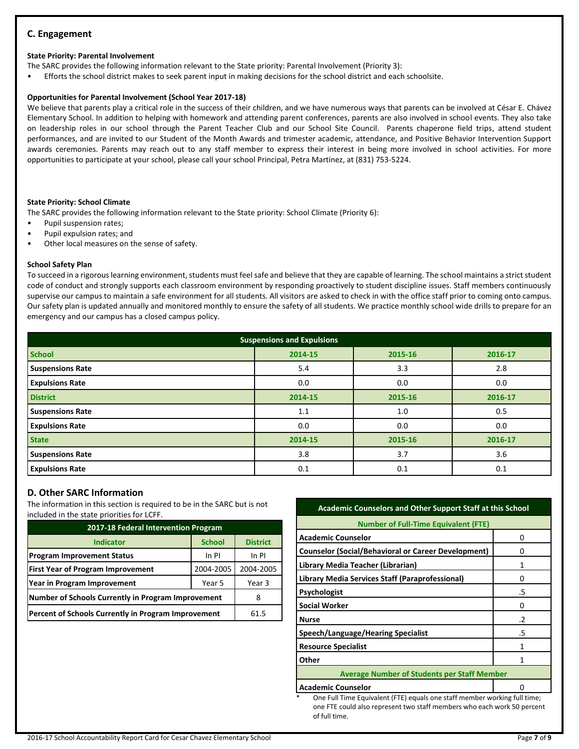## C. Engagement

**State Priority: Parental Involvement**

The SARC provides the following information relevant to the State priority: Parental Involvement (Priority 3):

- Efforts the school district makes to seek parent input in making decisions for the school district and each schoolsite.

**Opportunities for Parental Involvement (School Year 2017-18)**

We believe that parents play a critical role in the success of their children, and we have numerous ways that parents can be involved at César E. Chávez Elementary School. In addition to helping with homework and attending parent conferences, parents are also involved in school events. They also take on leadership roles in our school through the Parent Teacher Club and our School Site Council. Parents chaperone field trips, attend student performances, and are invited to our Student of the Month Awards and trimester academic, attendance, and Positive Behavior Intervention Support awards ceremonies. Parents may reach out to any staff member to express their interest in being more involved in school activities. For more opportunities to participate at your school, please call your school Principal, Petra Martínez, at (831) 753-5224.

**State Priority: School Climate**

The SARC provides the following information relevant to the State priority: School Climate (Priority 6):

- Pupil suspension rates;
- Pupil expulsion rates; and
- Other local measures on the sense of safety.

**School Safety Plan**

To succeed in a rigorous learning environment, students must feel safe and believe that they are capable of learning. The school maintains a strict student code of conduct and strongly supports each classroom environment by responding proactively to student discipline issues. Staff members continuously supervise our campus to maintain a safe environment for all students. All visitors are asked to check in with the office staff prior to coming onto campus. Our safety plan is updated annually and monitored monthly to ensure the safety of all students. We practice monthly school wide drills to prepare for an emergency and our campus has a closed campus policy.

| Suspensions and Expulsions | | | |
|---|---|---|---|
| **School** | **2014-15** | **2015-16** | **2016-17** |
| **Suspensions Rate** | 5.4 | 3.3 | 2.8 |
| **Expulsions Rate** | 0.0 | 0.0 | 0.0 |
| **District** | **2014-15** | **2015-16** | **2016-17** |
| **Suspensions Rate** | 1.1 | 1.0 | 0.5 |
| **Expulsions Rate** | 0.0 | 0.0 | 0.0 |
| **State** | **2014-15** | **2015-16** | **2016-17** |
| **Suspensions Rate** | 3.8 | 3.7 | 3.6 |
| **Expulsions Rate** | 0.1 | 0.1 | 0.1 |

## D. Other SARC Information

The information in this section is required to be in the SARC but is not included in the state priorities for LCFF.

| 2017-18 Federal Intervention Program | | |
|---|---|---|
| **Indicator** | **School** | **District** |
| **Program Improvement Status** | In PI | In PI |
| **First Year of Program Improvement** | 2004-2005 | 2004-2005 |
| **Year in Program Improvement** | Year 5 | Year 3 |
| **Number of Schools Currently in Program Improvement** | | 8 |
| **Percent of Schools Currently in Program Improvement** | | 61.5 |

| Academic Counselors and Other Support Staff at this School | |
|---|---|
| **Number of Full-Time Equivalent (FTE)** | |
| **Academic Counselor** | 0 |
| **Counselor (Social/Behavioral or Career Development)** | 0 |
| **Library Media Teacher (Librarian)** | 1 |
| **Library Media Services Staff (Paraprofessional)** | 0 |
| **Psychologist** | .5 |
| **Social Worker** | 0 |
| **Nurse** | .2 |
| **Speech/Language/Hearing Specialist** | .5 |
| **Resource Specialist** | 1 |
| **Other** | 1 |
| **Average Number of Students per Staff Member** | |
| **Academic Counselor** | 0 |

* One Full Time Equivalent (FTE) equals one staff member working full time; one FTE could also represent two staff members who each work 50 percent of full time.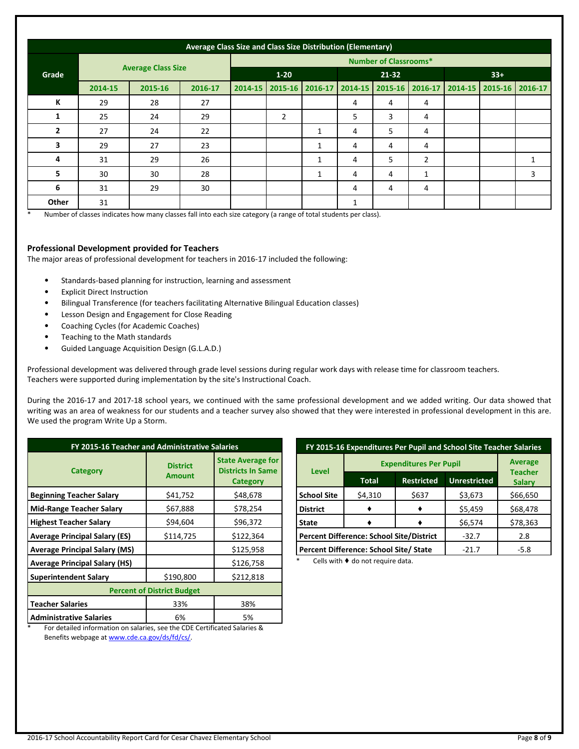| Average Class Size and Class Size Distribution (Elementary) | | | | | | | | | | | | |
|---|---|---|---|---|---|---|---|---|---|---|---|---|
| Grade | Average Class Size | | | Number of Classrooms* | | | | | | | | |
| | | | | 1-20 | | | 21-32 | | | 33+ | | |
| | 2014-15 | 2015-16 | 2016-17 | 2014-15 | 2015-16 | 2016-17 | 2014-15 | 2015-16 | 2016-17 | 2014-15 | 2015-16 | 2016-17 |
| K | 29 | 28 | 27 | | | | 4 | 4 | 4 | | | |
| 1 | 25 | 24 | 29 | | 2 | | 5 | 3 | 4 | | | |
| 2 | 27 | 24 | 22 | | | 1 | 4 | 5 | 4 | | | |
| 3 | 29 | 27 | 23 | | | 1 | 4 | 4 | 4 | | | |
| 4 | 31 | 29 | 26 | | | 1 | 4 | 5 | 2 | | | 1 |
| 5 | 30 | 30 | 28 | | | 1 | 4 | 4 | 1 | | | 3 |
| 6 | 31 | 29 | 30 | | | | 4 | 4 | 4 | | | |
| Other | 31 | | | | | | 1 | | | | | |

* Number of classes indicates how many classes fall into each size category (a range of total students per class).

### Professional Development provided for Teachers

The major areas of professional development for teachers in 2016-17 included the following:

- Standards-based planning for instruction, learning and assessment
- Explicit Direct Instruction
- Bilingual Transference (for teachers facilitating Alternative Bilingual Education classes)
- Lesson Design and Engagement for Close Reading
- Coaching Cycles (for Academic Coaches)
- Teaching to the Math standards
- Guided Language Acquisition Design (G.L.A.D.)

Professional development was delivered through grade level sessions during regular work days with release time for classroom teachers. Teachers were supported during implementation by the site's Instructional Coach.

During the 2016-17 and 2017-18 school years, we continued with the same professional development and we added writing. Our data showed that writing was an area of weakness for our students and a teacher survey also showed that they were interested in professional development in this are. We used the program Write Up a Storm.

| FY 2015-16 Teacher and Administrative Salaries | | |
|---|---|---|
| Category | District Amount | State Average for Districts In Same Category |
| Beginning Teacher Salary | $41,752 | $48,678 |
| Mid-Range Teacher Salary | $67,888 | $78,254 |
| Highest Teacher Salary | $94,604 | $96,372 |
| Average Principal Salary (ES) | $114,725 | $122,364 |
| Average Principal Salary (MS) | | $125,958 |
| Average Principal Salary (HS) | | $126,758 |
| Superintendent Salary | $190,800 | $212,818 |
| Percent of District Budget | | |
| Teacher Salaries | 33% | 38% |
| Administrative Salaries | 6% | 5% |

* For detailed information on salaries, see the CDE Certificated Salaries & Benefits webpage at www.cde.ca.gov/ds/fd/cs/.

| FY 2015-16 Expenditures Per Pupil and School Site Teacher Salaries | | | | |
|---|---|---|---|---|
| Level | Expenditures Per Pupil | | | Average Teacher Salary |
| | Total | Restricted | Unrestricted | |
| School Site | $4,310 | $637 | $3,673 | $66,650 |
| District | ♦ | ♦ | $5,459 | $68,478 |
| State | ♦ | ♦ | $6,574 | $78,363 |
| Percent Difference: School Site/District | | | -32.7 | 2.8 |
| Percent Difference: School Site/ State | | | -21.7 | -5.8 |

* Cells with ♦ do not require data.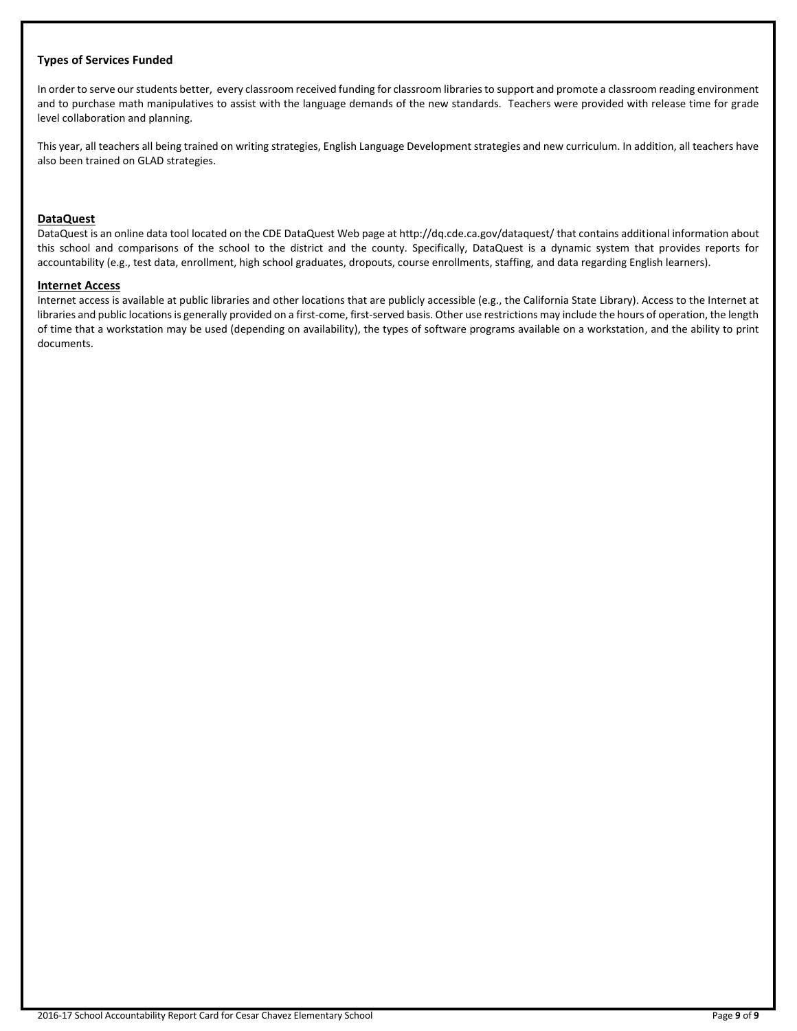**Types of Services Funded**

In order to serve our students better, every classroom received funding for classroom libraries to support and promote a classroom reading environment and to purchase math manipulatives to assist with the language demands of the new standards. Teachers were provided with release time for grade level collaboration and planning.

This year, all teachers all being trained on writing strategies, English Language Development strategies and new curriculum. In addition, all teachers have also been trained on GLAD strategies.

**DataQuest**

DataQuest is an online data tool located on the CDE DataQuest Web page at http://dq.cde.ca.gov/dataquest/ that contains additional information about this school and comparisons of the school to the district and the county. Specifically, DataQuest is a dynamic system that provides reports for accountability (e.g., test data, enrollment, high school graduates, dropouts, course enrollments, staffing, and data regarding English learners).

**Internet Access**

Internet access is available at public libraries and other locations that are publicly accessible (e.g., the California State Library). Access to the Internet at libraries and public locations is generally provided on a first-come, first-served basis. Other use restrictions may include the hours of operation, the length of time that a workstation may be used (depending on availability), the types of software programs available on a workstation, and the ability to print documents.